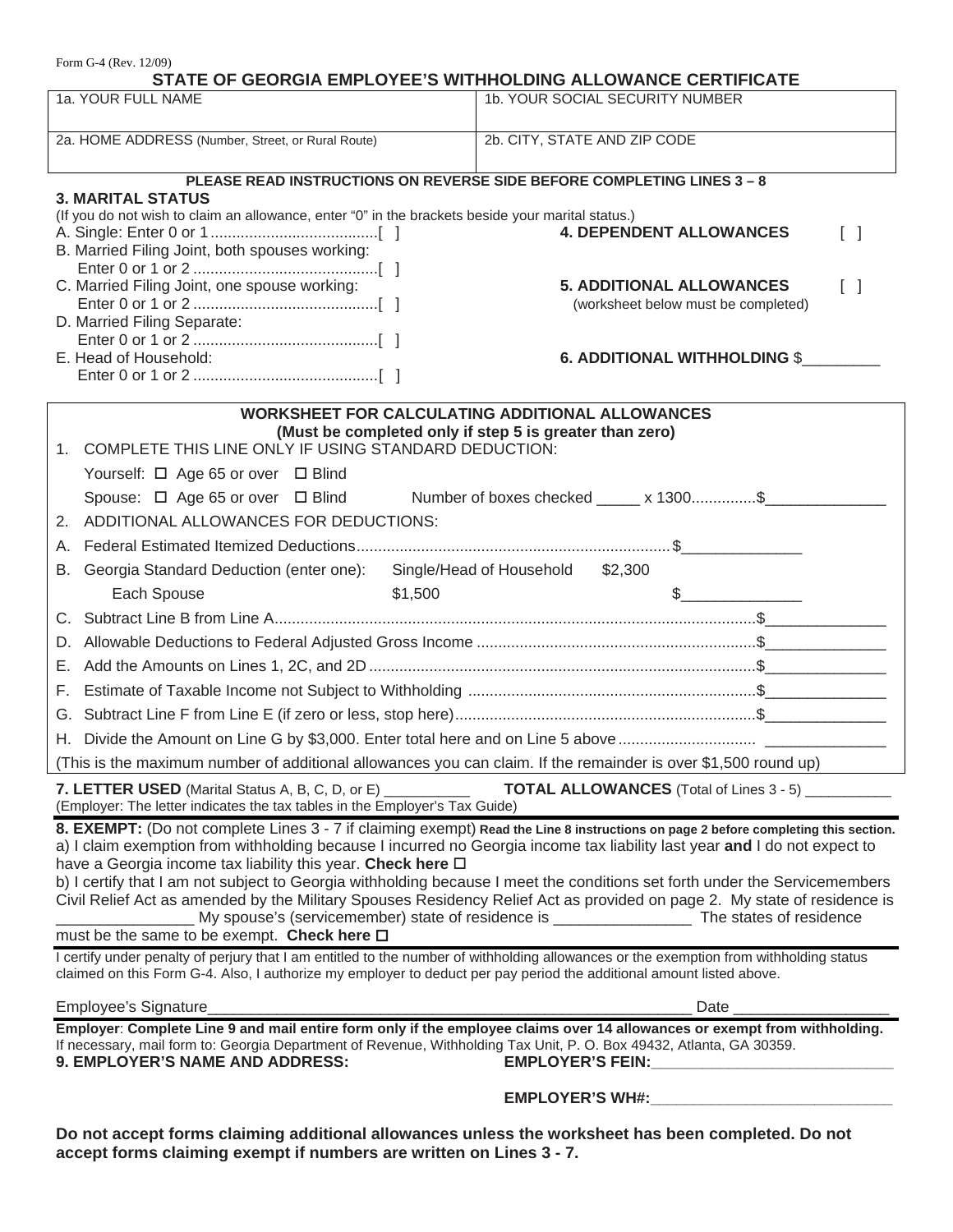Form G-4 (Rev. 12/09)

# STATE OF GEORGIA EMPLOYEE'S WITHHOLDING ALLOWANCE CERTIFICATE

| 1a. YOUR FULL NAME | 1b. YOUR SOCIAL SECURITY NUMBER |
|---|---|
| 2a. HOME ADDRESS (Number, Street, or Rural Route) | 2b. CITY, STATE AND ZIP CODE |

**PLEASE READ INSTRUCTIONS ON REVERSE SIDE BEFORE COMPLETING LINES 3 – 8**

**3. MARITAL STATUS**

(If you do not wish to claim an allowance, enter "0" in the brackets beside your marital status.)

A. Single: Enter 0 or 1 .......................................[ ]

B. Married Filing Joint, both spouses working:
Enter 0 or 1 or 2 ...........................................[ ]

C. Married Filing Joint, one spouse working:
Enter 0 or 1 or 2 ...........................................[ ]

D. Married Filing Separate:
Enter 0 or 1 or 2 ...........................................[ ]

E. Head of Household:
Enter 0 or 1 or 2 ...........................................[ ]

**4. DEPENDENT ALLOWANCES** [ ]

**5. ADDITIONAL ALLOWANCES** [ ]
(worksheet below must be completed)

**6. ADDITIONAL WITHHOLDING** $_________

**WORKSHEET FOR CALCULATING ADDITIONAL ALLOWANCES**
**(Must be completed only if step 5 is greater than zero)**

1. COMPLETE THIS LINE ONLY IF USING STANDARD DEDUCTION:
   Yourself: ☐ Age 65 or over ☐ Blind
   Spouse: ☐ Age 65 or over ☐ Blind Number of boxes checked _____ x 1300...............$______________
2. ADDITIONAL ALLOWANCES FOR DEDUCTIONS:

A. Federal Estimated Itemized Deductions.........................................................................$______________

B. Georgia Standard Deduction (enter one): Single/Head of Household $2,300
   Each Spouse $1,500 $______________

C. Subtract Line B from Line A...............................................................................................................$______________

D. Allowable Deductions to Federal Adjusted Gross Income ................................................................$______________

E. Add the Amounts on Lines 1, 2C, and 2D .........................................................................................$______________

F. Estimate of Taxable Income not Subject to Withholding ..................................................................$______________

G. Subtract Line F from Line E (if zero or less, stop here).....................................................................$______________

H. Divide the Amount on Line G by $3,000. Enter total here and on Line 5 above ............................... ______________

(This is the maximum number of additional allowances you can claim. If the remainder is over $1,500 round up)

**7. LETTER USED** (Marital Status A, B, C, D, or E) __________ **TOTAL ALLOWANCES** (Total of Lines 3 - 5) __________
(Employer: The letter indicates the tax tables in the Employer's Tax Guide)

**8. EXEMPT:** (Do not complete Lines 3 - 7 if claiming exempt) **Read the Line 8 instructions on page 2 before completing this section.**
a) I claim exemption from withholding because I incurred no Georgia income tax liability last year **and** I do not expect to have a Georgia income tax liability this year. **Check here** ☐
b) I certify that I am not subject to Georgia withholding because I meet the conditions set forth under the Servicemembers Civil Relief Act as amended by the Military Spouses Residency Relief Act as provided on page 2. My state of residence is ________________ My spouse's (servicemember) state of residence is ________________ The states of residence must be the same to be exempt. **Check here** ☐

I certify under penalty of perjury that I am entitled to the number of withholding allowances or the exemption from withholding status claimed on this Form G-4. Also, I authorize my employer to deduct per pay period the additional amount listed above.

Employee's Signature__________________________________________________________ Date __________________

**Employer**: **Complete Line 9 and mail entire form only if the employee claims over 14 allowances or exempt from withholding.**
If necessary, mail form to: Georgia Department of Revenue, Withholding Tax Unit, P. O. Box 49432, Atlanta, GA 30359.

**9. EMPLOYER'S NAME AND ADDRESS:** **EMPLOYER'S FEIN:**____________________________

**EMPLOYER'S WH#:**____________________________

**Do not accept forms claiming additional allowances unless the worksheet has been completed. Do not accept forms claiming exempt if numbers are written on Lines 3 - 7.**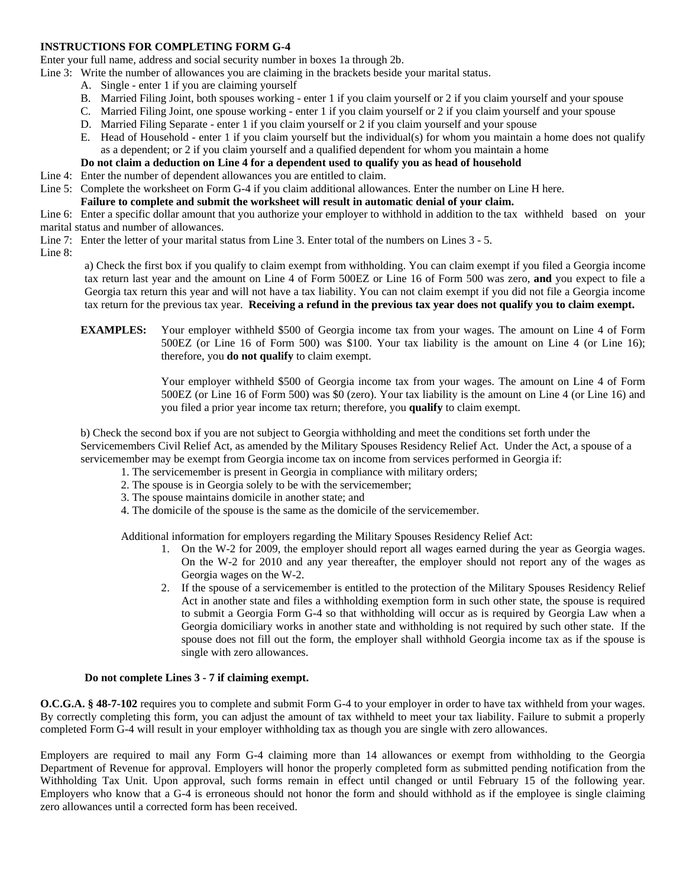**INSTRUCTIONS FOR COMPLETING FORM G-4**

Enter your full name, address and social security number in boxes 1a through 2b.

Line 3: Write the number of allowances you are claiming in the brackets beside your marital status.

A. Single - enter 1 if you are claiming yourself
B. Married Filing Joint, both spouses working - enter 1 if you claim yourself or 2 if you claim yourself and your spouse
C. Married Filing Joint, one spouse working - enter 1 if you claim yourself or 2 if you claim yourself and your spouse
D. Married Filing Separate - enter 1 if you claim yourself or 2 if you claim yourself and your spouse
E. Head of Household - enter 1 if you claim yourself but the individual(s) for whom you maintain a home does not qualify as a dependent; or 2 if you claim yourself and a qualified dependent for whom you maintain a home

**Do not claim a deduction on Line 4 for a dependent used to qualify you as head of household**

Line 4: Enter the number of dependent allowances you are entitled to claim.

Line 5: Complete the worksheet on Form G-4 if you claim additional allowances. Enter the number on Line H here.
**Failure to complete and submit the worksheet will result in automatic denial of your claim.**

Line 6: Enter a specific dollar amount that you authorize your employer to withhold in addition to the tax withheld based on your marital status and number of allowances.

Line 7: Enter the letter of your marital status from Line 3. Enter total of the numbers on Lines 3 - 5.

Line 8:

a) Check the first box if you qualify to claim exempt from withholding. You can claim exempt if you filed a Georgia income tax return last year and the amount on Line 4 of Form 500EZ or Line 16 of Form 500 was zero, **and** you expect to file a Georgia tax return this year and will not have a tax liability. You can not claim exempt if you did not file a Georgia income tax return for the previous tax year. **Receiving a refund in the previous tax year does not qualify you to claim exempt.**

**EXAMPLES:** Your employer withheld $500 of Georgia income tax from your wages. The amount on Line 4 of Form 500EZ (or Line 16 of Form 500) was $100. Your tax liability is the amount on Line 4 (or Line 16); therefore, you **do not qualify** to claim exempt.

Your employer withheld $500 of Georgia income tax from your wages. The amount on Line 4 of Form 500EZ (or Line 16 of Form 500) was $0 (zero). Your tax liability is the amount on Line 4 (or Line 16) and you filed a prior year income tax return; therefore, you **qualify** to claim exempt.

b) Check the second box if you are not subject to Georgia withholding and meet the conditions set forth under the Servicemembers Civil Relief Act, as amended by the Military Spouses Residency Relief Act. Under the Act, a spouse of a servicemember may be exempt from Georgia income tax on income from services performed in Georgia if:

1. The servicemember is present in Georgia in compliance with military orders;
2. The spouse is in Georgia solely to be with the servicemember;
3. The spouse maintains domicile in another state; and
4. The domicile of the spouse is the same as the domicile of the servicemember.

Additional information for employers regarding the Military Spouses Residency Relief Act:

1. On the W-2 for 2009, the employer should report all wages earned during the year as Georgia wages. On the W-2 for 2010 and any year thereafter, the employer should not report any of the wages as Georgia wages on the W-2.
2. If the spouse of a servicemember is entitled to the protection of the Military Spouses Residency Relief Act in another state and files a withholding exemption form in such other state, the spouse is required to submit a Georgia Form G-4 so that withholding will occur as is required by Georgia Law when a Georgia domiciliary works in another state and withholding is not required by such other state. If the spouse does not fill out the form, the employer shall withhold Georgia income tax as if the spouse is single with zero allowances.

**Do not complete Lines 3 - 7 if claiming exempt.**

**O.C.G.A. § 48-7-102** requires you to complete and submit Form G-4 to your employer in order to have tax withheld from your wages. By correctly completing this form, you can adjust the amount of tax withheld to meet your tax liability. Failure to submit a properly completed Form G-4 will result in your employer withholding tax as though you are single with zero allowances.

Employers are required to mail any Form G-4 claiming more than 14 allowances or exempt from withholding to the Georgia Department of Revenue for approval. Employers will honor the properly completed form as submitted pending notification from the Withholding Tax Unit. Upon approval, such forms remain in effect until changed or until February 15 of the following year. Employers who know that a G-4 is erroneous should not honor the form and should withhold as if the employee is single claiming zero allowances until a corrected form has been received.